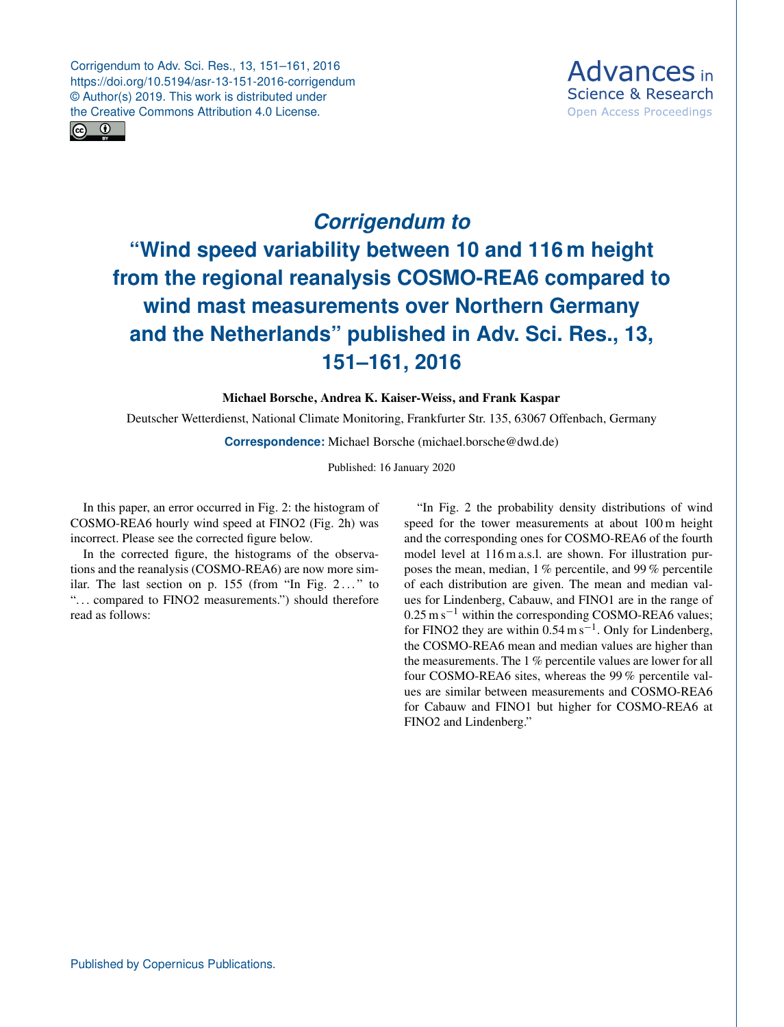# *Corrigendum to*
# "Wind speed variability between 10 and 116 m height from the regional reanalysis COSMO-REA6 compared to wind mast measurements over Northern Germany and the Netherlands" published in Adv. Sci. Res., 13, 151–161, 2016

**Michael Borsche, Andrea K. Kaiser-Weiss, and Frank Kaspar**

Deutscher Wetterdienst, National Climate Monitoring, Frankfurter Str. 135, 63067 Offenbach, Germany

**Correspondence:** Michael Borsche (michael.borsche@dwd.de)

Published: 16 January 2020

In this paper, an error occurred in Fig. 2: the histogram of COSMO-REA6 hourly wind speed at FINO2 (Fig. 2h) was incorrect. Please see the corrected figure below.

In the corrected figure, the histograms of the observations and the reanalysis (COSMO-REA6) are now more similar. The last section on p. 155 (from "In Fig. 2 ..." to "... compared to FINO2 measurements.") should therefore read as follows:

"In Fig. 2 the probability density distributions of wind speed for the tower measurements at about 100 m height and the corresponding ones for COSMO-REA6 of the fourth model level at 116 m a.s.l. are shown. For illustration purposes the mean, median, 1 % percentile, and 99 % percentile of each distribution are given. The mean and median values for Lindenberg, Cabauw, and FINO1 are in the range of 0.25 $\mathrm{m\,s^{-1}}$ within the corresponding COSMO-REA6 values; for FINO2 they are within 0.54 $\mathrm{m\,s^{-1}}$. Only for Lindenberg, the COSMO-REA6 mean and median values are higher than the measurements. The 1 % percentile values are lower for all four COSMO-REA6 sites, whereas the 99 % percentile values are similar between measurements and COSMO-REA6 for Cabauw and FINO1 but higher for COSMO-REA6 at FINO2 and Lindenberg."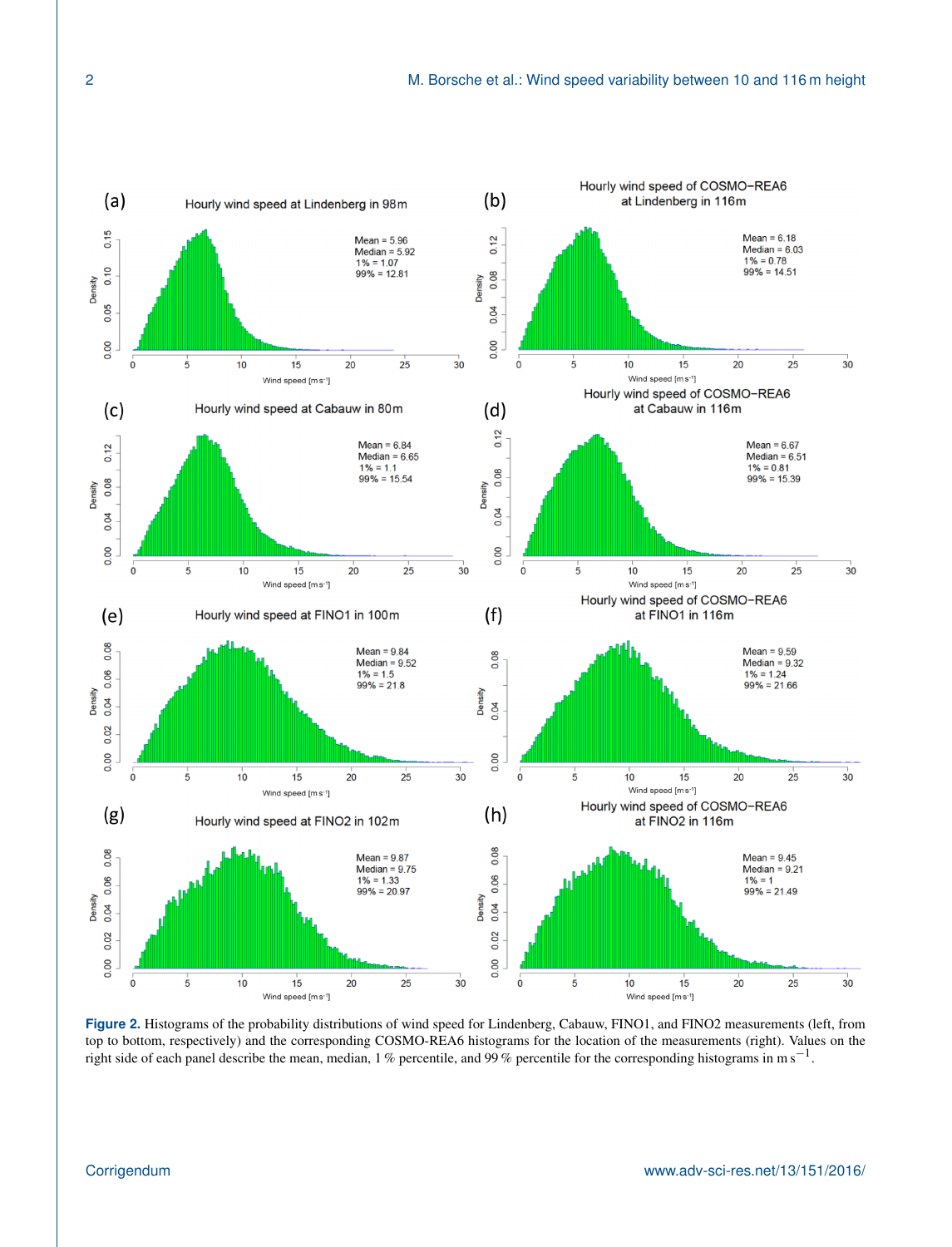(a) Hourly wind speed at Lindenberg in 98m

Mean = 5.96
Median = 5.92
1% = 1.07
99% = 12.81

(b) Hourly wind speed of COSMO−REA6 at Lindenberg in 116m

Mean = 6.18
Median = 6.03
1% = 0.78
99% = 14.51

(c) Hourly wind speed at Cabauw in 80m

Mean = 6.84
Median = 6.65
1% = 1.1
99% = 15.54

(d) Hourly wind speed of COSMO−REA6 at Cabauw in 116m

Mean = 6.67
Median = 6.51
1% = 0.81
99% = 15.39

(e) Hourly wind speed at FINO1 in 100m

Mean = 9.84
Median = 9.52
1% = 1.5
99% = 21.8

(f) Hourly wind speed of COSMO−REA6 at FINO1 in 116m

Mean = 9.59
Median = 9.32
1% = 1.24
99% = 21.66

(g) Hourly wind speed at FINO2 in 102m

Mean = 9.87
Median = 9.75
1% = 1.33
99% = 20.97

(h) Hourly wind speed of COSMO−REA6 at FINO2 in 116m

Mean = 9.45
Median = 9.21
1% = 1
99% = 21.49

Density

Wind speed [m s⁻¹]

**Figure 2.** Histograms of the probability distributions of wind speed for Lindenberg, Cabauw, FINO1, and FINO2 measurements (left, from top to bottom, respectively) and the corresponding COSMO-REA6 histograms for the location of the measurements (right). Values on the right side of each panel describe the mean, median, 1 % percentile, and 99 % percentile for the corresponding histograms in m $s^{-1}$.